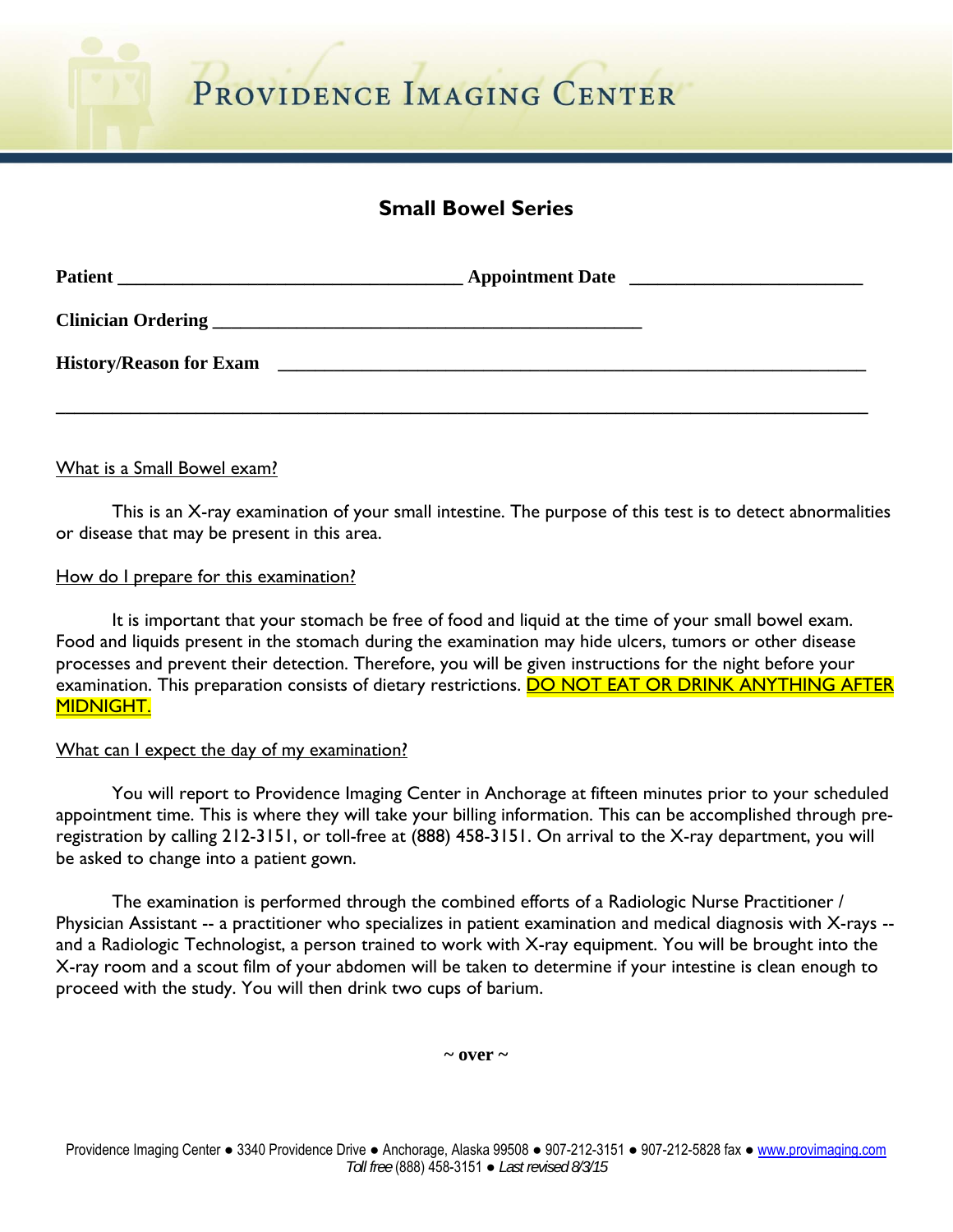# Providence Imaging Center

## Small Bowel Series

**Patient** ___________________________________ **Appointment Date** ________________________

**Clinician Ordering** _____________________________________________

**History/Reason for Exam** _______________________________________________________________

_____________________________________________________________________________________

What is a Small Bowel exam?

This is an X-ray examination of your small intestine. The purpose of this test is to detect abnormalities or disease that may be present in this area.

How do I prepare for this examination?

It is important that your stomach be free of food and liquid at the time of your small bowel exam. Food and liquids present in the stomach during the examination may hide ulcers, tumors or other disease processes and prevent their detection. Therefore, you will be given instructions for the night before your examination. This preparation consists of dietary restrictions. DO NOT EAT OR DRINK ANYTHING AFTER MIDNIGHT.

What can I expect the day of my examination?

You will report to Providence Imaging Center in Anchorage at fifteen minutes prior to your scheduled appointment time. This is where they will take your billing information. This can be accomplished through pre-registration by calling 212-3151, or toll-free at (888) 458-3151. On arrival to the X-ray department, you will be asked to change into a patient gown.

The examination is performed through the combined efforts of a Radiologic Nurse Practitioner / Physician Assistant -- a practitioner who specializes in patient examination and medical diagnosis with X-rays -- and a Radiologic Technologist, a person trained to work with X-ray equipment. You will be brought into the X-ray room and a scout film of your abdomen will be taken to determine if your intestine is clean enough to proceed with the study. You will then drink two cups of barium.

~ over ~

Providence Imaging Center ● 3340 Providence Drive ● Anchorage, Alaska 99508 ● 907-212-3151 ● 907-212-5828 fax ● www.provimaging.com
*Toll free* (888) 458-3151 ● *Last revised 8/3/15*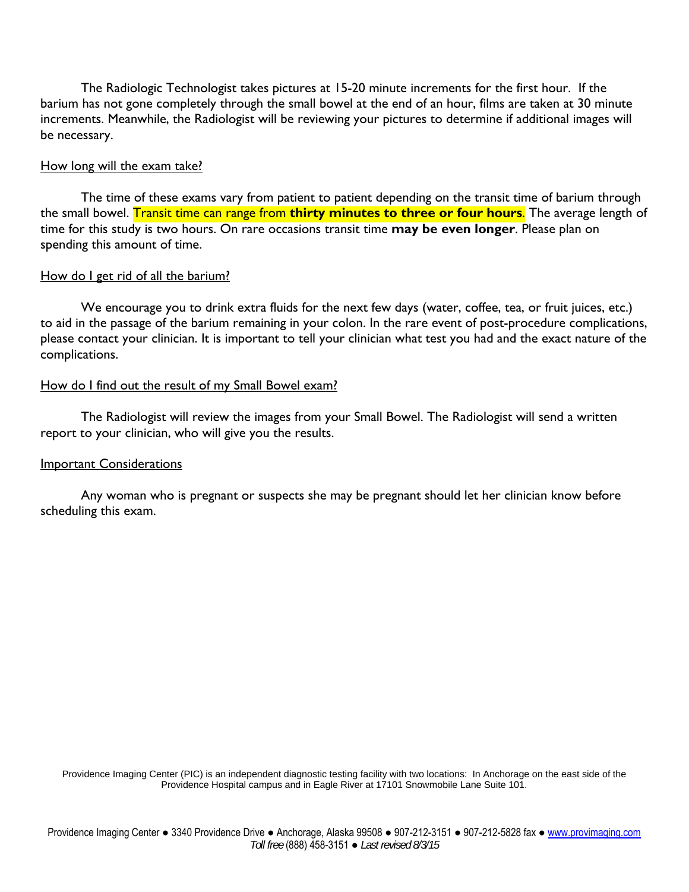The Radiologic Technologist takes pictures at 15-20 minute increments for the first hour. If the barium has not gone completely through the small bowel at the end of an hour, films are taken at 30 minute increments. Meanwhile, the Radiologist will be reviewing your pictures to determine if additional images will be necessary.

## How long will the exam take?

The time of these exams vary from patient to patient depending on the transit time of barium through the small bowel. Transit time can range from **thirty minutes to three or four hours**. The average length of time for this study is two hours. On rare occasions transit time **may be even longer**. Please plan on spending this amount of time.

## How do I get rid of all the barium?

We encourage you to drink extra fluids for the next few days (water, coffee, tea, or fruit juices, etc.) to aid in the passage of the barium remaining in your colon. In the rare event of post-procedure complications, please contact your clinician. It is important to tell your clinician what test you had and the exact nature of the complications.

## How do I find out the result of my Small Bowel exam?

The Radiologist will review the images from your Small Bowel. The Radiologist will send a written report to your clinician, who will give you the results.

## Important Considerations

Any woman who is pregnant or suspects she may be pregnant should let her clinician know before scheduling this exam.

Providence Imaging Center (PIC) is an independent diagnostic testing facility with two locations: In Anchorage on the east side of the Providence Hospital campus and in Eagle River at 17101 Snowmobile Lane Suite 101.

Providence Imaging Center ● 3340 Providence Drive ● Anchorage, Alaska 99508 ● 907-212-3151 ● 907-212-5828 fax ● www.provimaging.com
*Toll free* (888) 458-3151 ● *Last revised 8/3/15*